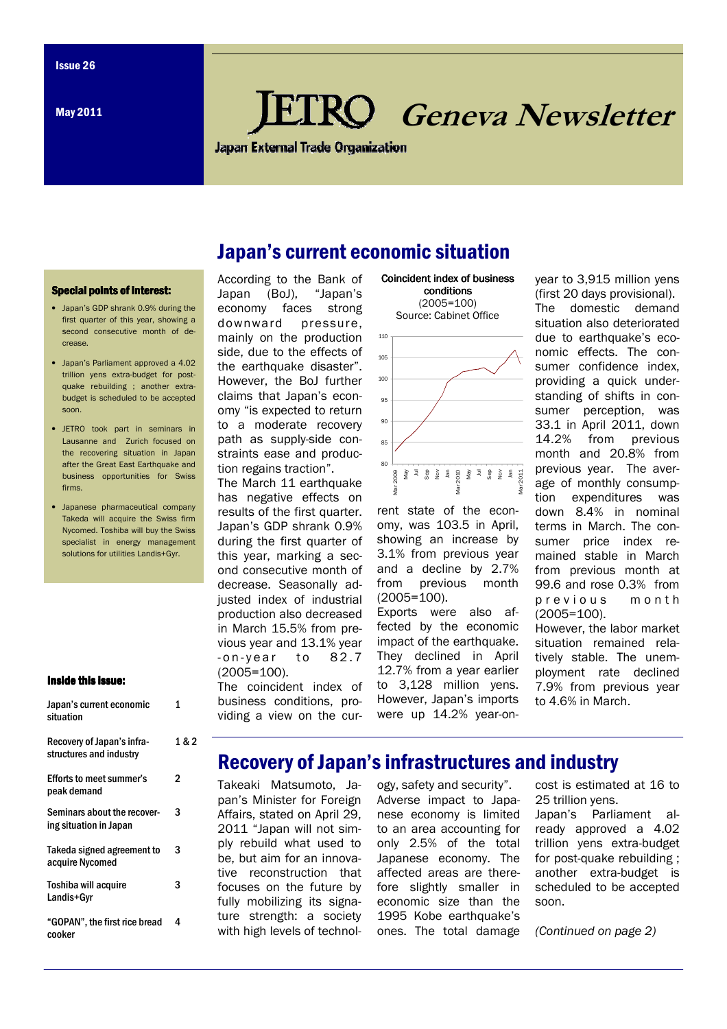Issue 26

May 2011

# JETRO Geneva Newsletter

Japan External Trade Organization

## Japan's current economic situation

**Special points of interest:**

- Japan's GDP shrank 0.9% during the first quarter of this year, showing a second consecutive month of decrease.
- Japan's Parliament approved a 4.02 trillion yens extra-budget for post-quake rebuilding ; another extra-budget is scheduled to be accepted soon.
- JETRO took part in seminars in Lausanne and Zurich focused on the recovering situation in Japan after the Great East Earthquake and business opportunities for Swiss firms.
- Japanese pharmaceutical company Takeda will acquire the Swiss firm Nycomed. Toshiba will buy the Swiss specialist in energy management solutions for utilities Landis+Gyr.

**Inside this issue:**

| | |
|---|---|
| Japan's current economic situation | 1 |
| Recovery of Japan's infrastructures and industry | 1 & 2 |
| Efforts to meet summer's peak demand | 2 |
| Seminars about the recovering situation in Japan | 3 |
| Takeda signed agreement to acquire Nycomed | 3 |
| Toshiba will acquire Landis+Gyr | 3 |
| "GOPAN", the first rice bread cooker | 4 |

According to the Bank of Japan (BoJ), "Japan's economy faces strong downward pressure, mainly on the production side, due to the effects of the earthquake disaster". However, the BoJ further claims that Japan's economy "is expected to return to a moderate recovery path as supply-side constraints ease and production regains traction".

The March 11 earthquake has negative effects on results of the first quarter. Japan's GDP shrank 0.9% during the first quarter of this year, marking a second consecutive month of decrease. Seasonally adjusted index of industrial production also decreased in March 15.5% from previous year and 13.1% year-on-year to 82.7 (2005=100).

The coincident index of business conditions, providing a view on the current state of the economy, was 103.5 in April, showing an increase by 3.1% from previous year and a decline by 2.7% from previous month (2005=100).

Coincident index of business conditions (2005=100) Source: Cabinet Office

Exports were also affected by the economic impact of the earthquake. They declined in April 12.7% from a year earlier to 3,128 million yens. However, Japan's imports were up 14.2% year-on-year to 3,915 million yens (first 20 days provisional).

The domestic demand situation also deteriorated due to earthquake's economic effects. The consumer confidence index, providing a quick understanding of shifts in consumer perception, was 33.1 in April 2011, down 14.2% from previous month and 20.8% from previous year. The average of monthly consumption expenditures was down 8.4% in nominal terms in March. The consumer price index remained stable in March from previous month at 99.6 and rose 0.3% from previous month (2005=100).

However, the labor market situation remained relatively stable. The unemployment rate declined 7.9% from previous year to 4.6% in March.

## Recovery of Japan's infrastructures and industry

Takeaki Matsumoto, Japan's Minister for Foreign Affairs, stated on April 29, 2011 "Japan will not simply rebuild what used to be, but aim for an innovative reconstruction that focuses on the future by fully mobilizing its signature strength: a society with high levels of technology, safety and security".

Adverse impact to Japanese economy is limited to an area accounting for only 2.5% of the total Japanese economy. The affected areas are therefore slightly smaller in economic size than the 1995 Kobe earthquake's ones. The total damage cost is estimated at 16 to 25 trillion yens.

Japan's Parliament already approved a 4.02 trillion yens extra-budget for post-quake rebuilding ; another extra-budget is scheduled to be accepted soon.

*(Continued on page 2)*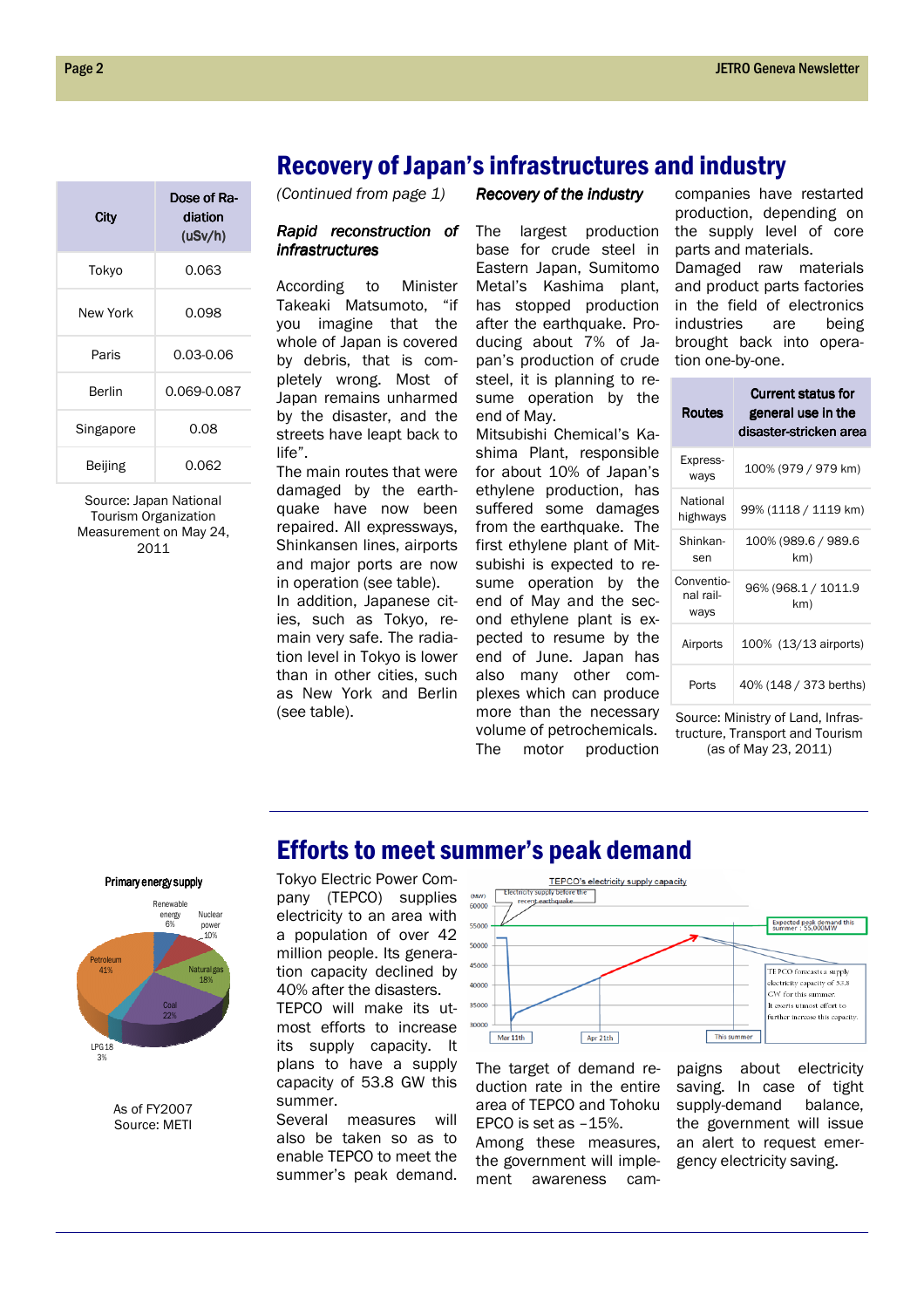# Recovery of Japan's infrastructures and industry

| City | Dose of Radiation (uSv/h) |
|---|---|
| Tokyo | 0.063 |
| New York | 0.098 |
| Paris | 0.03-0.06 |
| Berlin | 0.069-0.087 |
| Singapore | 0.08 |
| Beijing | 0.062 |

Source: Japan National Tourism Organization Measurement on May 24, 2011

*(Continued from page 1)*

***Rapid reconstruction of infrastructures***

According to Minister Takeaki Matsumoto, "if you imagine that the whole of Japan is covered by debris, that is completely wrong. Most of Japan remains unharmed by the disaster, and the streets have leapt back to life".

The main routes that were damaged by the earthquake have now been repaired. All expressways, Shinkansen lines, airports and major ports are now in operation (see table).

In addition, Japanese cities, such as Tokyo, remain very safe. The radiation level in Tokyo is lower than in other cities, such as New York and Berlin (see table).

***Recovery of the industry***

The largest production base for crude steel in Eastern Japan, Sumitomo Metal's Kashima plant, has stopped production after the earthquake. Producing about 7% of Japan's production of crude steel, it is planning to resume operation by the end of May.

Mitsubishi Chemical's Kashima Plant, responsible for about 10% of Japan's ethylene production, has suffered some damages from the earthquake. The first ethylene plant of Mitsubishi is expected to resume operation by the end of May and the second ethylene plant is expected to resume by the end of June. Japan has also many other complexes which can produce more than the necessary volume of petrochemicals.

The motor production companies have restarted production, depending on the supply level of core parts and materials.

Damaged raw materials and product parts factories in the field of electronics industries are being brought back into operation one-by-one.

| Routes | Current status for general use in the disaster-stricken area |
|---|---|
| Expressways | 100% (979 / 979 km) |
| National highways | 99% (1118 / 1119 km) |
| Shinkansen | 100% (989.6 / 989.6 km) |
| Conventional railways | 96% (968.1 / 1011.9 km) |
| Airports | 100% (13/13 airports) |
| Ports | 40% (148 / 373 berths) |

Source: Ministry of Land, Infrastructure, Transport and Tourism (as of May 23, 2011)

# Efforts to meet summer's peak demand

**Primary energy supply**

Renewable energy 6%; Nuclear power 10%; Natural gas 18%; Coal 22%; LPG 18 3%; Petroleum 41%

As of FY2007
Source: METI

Tokyo Electric Power Company (TEPCO) supplies electricity to an area with a population of over 42 million people. Its generation capacity declined by 40% after the disasters.

TEPCO will make its utmost efforts to increase its supply capacity. It plans to have a supply capacity of 53.8 GW this summer.

Several measures will also be taken so as to enable TEPCO to meet the summer's peak demand.

**TEPCO's electricity supply capacity**

(MW) 60000, 55000, 50000, 45000, 40000, 35000, 30000

Electricity supply before the recent earthquake

Expected peak demand this summer : 55,000MW

TEPCO forecasts a supply electricity capacity of 53.8 GW for this summer. It exerts utmost effort to further increase this capacity.

Mar 11th — Apr 21th — This summer

The target of demand reduction rate in the entire area of TEPCO and Tohoku EPCO is set as −15%.

Among these measures, the government will implement awareness campaigns about electricity saving. In case of tight supply-demand balance, the government will issue an alert to request emergency electricity saving.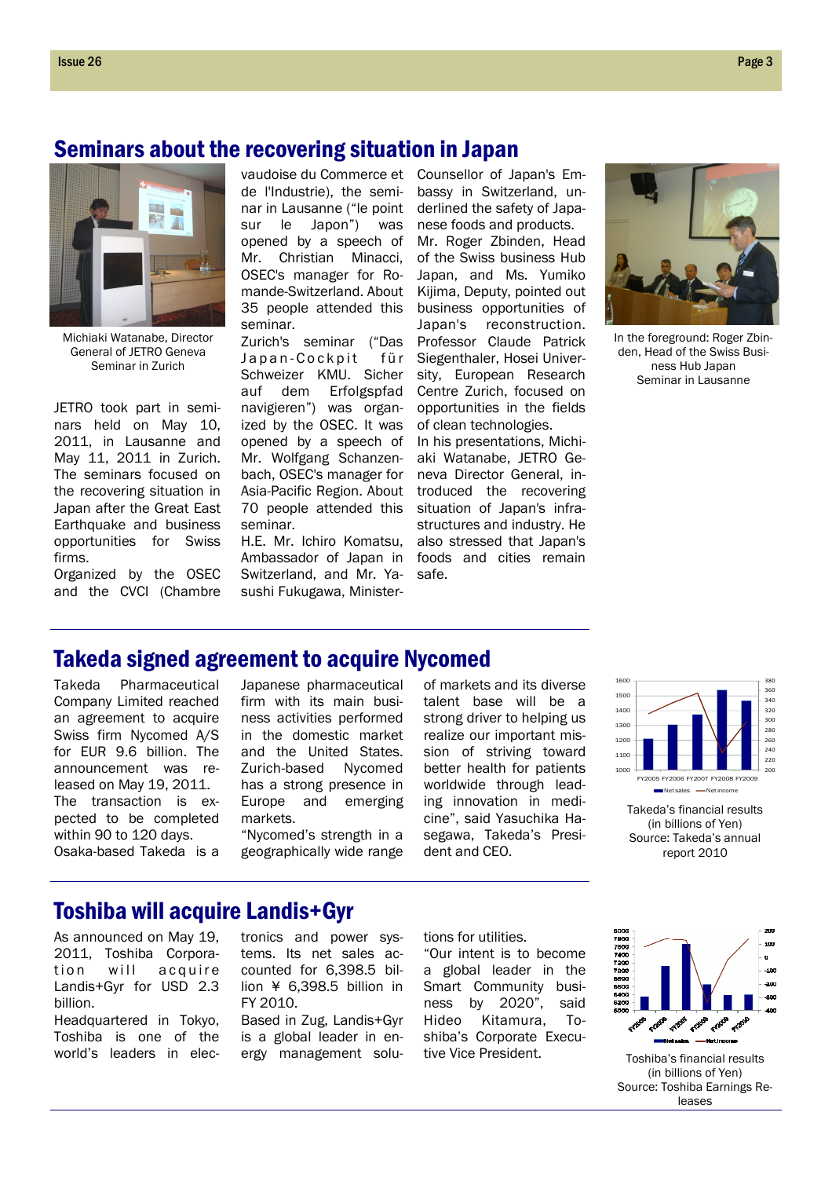## Seminars about the recovering situation in Japan

Michiaki Watanabe, Director General of JETRO Geneva
Seminar in Zurich

JETRO took part in seminars held on May 10, 2011, in Lausanne and May 11, 2011 in Zurich. The seminars focused on the recovering situation in Japan after the Great East Earthquake and business opportunities for Swiss firms.

Organized by the OSEC and the CVCI (Chambre vaudoise du Commerce et de l'Industrie), the seminar in Lausanne ("le point sur le Japon") was opened by a speech of Mr. Christian Minacci, OSEC's manager for Romande-Switzerland. About 35 people attended this seminar.

Zurich's seminar ("Das Japan-Cockpit für Schweizer KMU. Sicher auf dem Erfolgspfad navigieren") was organized by the OSEC. It was opened by a speech of Mr. Wolfgang Schanzenbach, OSEC's manager for Asia-Pacific Region. About 70 people attended this seminar.

H.E. Mr. Ichiro Komatsu, Ambassador of Japan in Switzerland, and Mr. Yasushi Fukugawa, Minister-Counsellor of Japan's Embassy in Switzerland, underlined the safety of Japanese foods and products. Mr. Roger Zbinden, Head of the Swiss business Hub Japan, and Ms. Yumiko Kijima, Deputy, pointed out business opportunities of Japan's reconstruction. Professor Claude Patrick Siegenthaler, Hosei University, European Research Centre Zurich, focused on opportunities in the fields of clean technologies.

In his presentations, Michiaki Watanabe, JETRO Geneva Director General, introduced the recovering situation of Japan's infrastructures and industry. He also stressed that Japan's foods and cities remain safe.

In the foreground: Roger Zbinden, Head of the Swiss Business Hub Japan
Seminar in Lausanne

## Takeda signed agreement to acquire Nycomed

Takeda Pharmaceutical Company Limited reached an agreement to acquire Swiss firm Nycomed A/S for EUR 9.6 billion. The announcement was released on May 19, 2011.

The transaction is expected to be completed within 90 to 120 days.

Osaka-based Takeda is a Japanese pharmaceutical firm with its main business activities performed in the domestic market and the United States. Zurich-based Nycomed has a strong presence in Europe and emerging markets.

"Nycomed's strength in a geographically wide range of markets and its diverse talent base will be a strong driver to helping us realize our important mission of striving toward better health for patients worldwide through leading innovation in medicine", said Yasuchika Hasegawa, Takeda's President and CEO.

Takeda's financial results (in billions of Yen)
Source: Takeda's annual report 2010

## Toshiba will acquire Landis+Gyr

As announced on May 19, 2011, Toshiba Corporation will acquire Landis+Gyr for USD 2.3 billion.

Headquartered in Tokyo, Toshiba is one of the world's leaders in electronics and power systems. Its net sales accounted for 6,398.5 billion ¥ 6,398.5 billion in FY 2010.

Based in Zug, Landis+Gyr is a global leader in energy management solutions for utilities.

"Our intent is to become a global leader in the Smart Community business by 2020", said Hideo Kitamura, Toshiba's Corporate Executive Vice President.

Toshiba's financial results (in billions of Yen)
Source: Toshiba Earnings Releases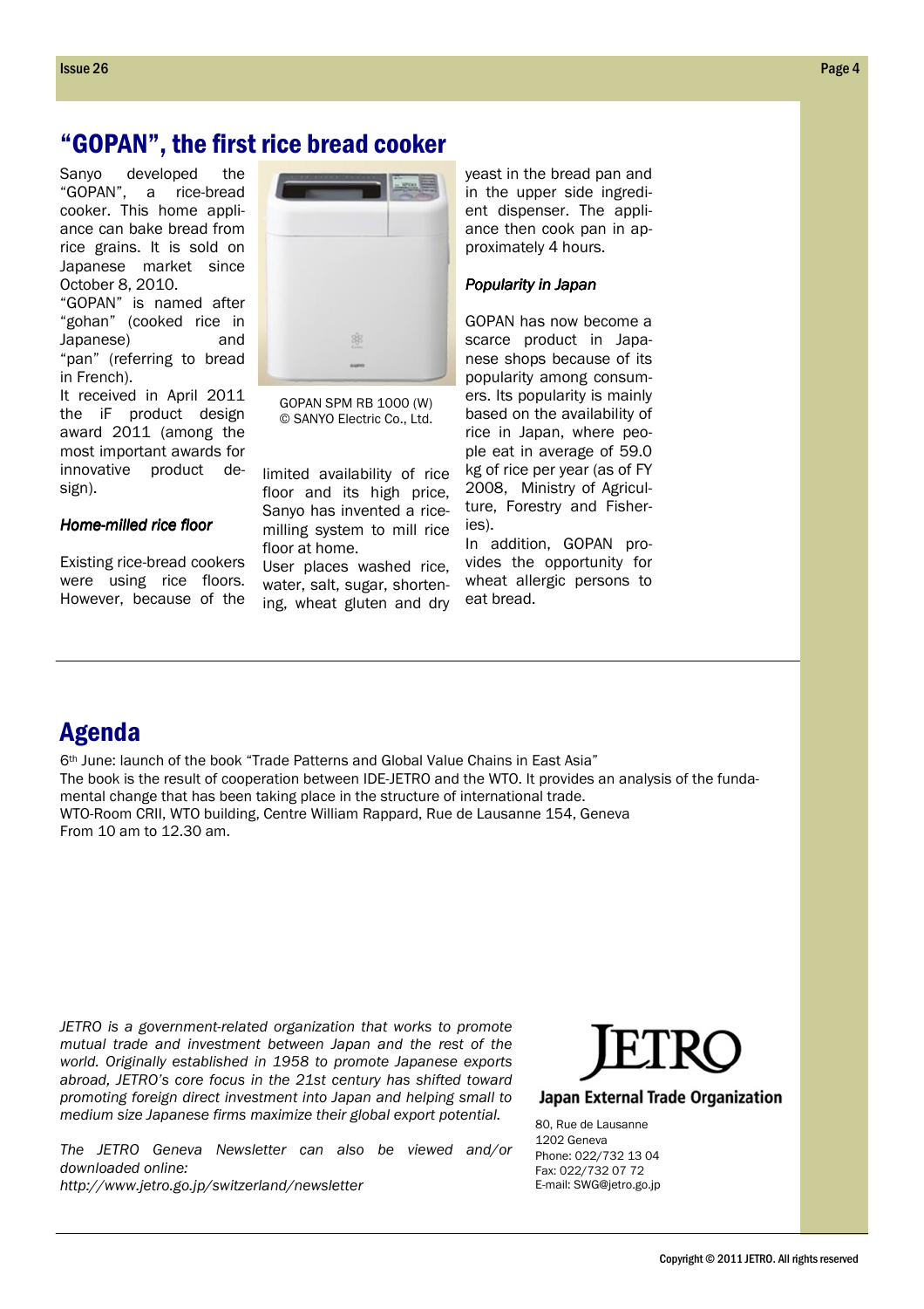## "GOPAN", the first rice bread cooker

Sanyo developed the "GOPAN", a rice-bread cooker. This home appliance can bake bread from rice grains. It is sold on Japanese market since October 8, 2010.

"GOPAN" is named after "gohan" (cooked rice in Japanese) and "pan" (referring to bread in French).

It received in April 2011 the iF product design award 2011 (among the most important awards for innovative product design).

GOPAN SPM RB 1000 (W)
© SANYO Electric Co., Ltd.

### *Home-milled rice floor*

Existing rice-bread cookers were using rice floors. However, because of the limited availability of rice floor and its high price, Sanyo has invented a rice-milling system to mill rice floor at home.

User places washed rice, water, salt, sugar, shortening, wheat gluten and dry yeast in the bread pan and in the upper side ingredient dispenser. The appliance then cook pan in approximately 4 hours.

### *Popularity in Japan*

GOPAN has now become a scarce product in Japanese shops because of its popularity among consumers. Its popularity is mainly based on the availability of rice in Japan, where people eat in average of 59.0 kg of rice per year (as of FY 2008, Ministry of Agriculture, Forestry and Fisheries).

In addition, GOPAN provides the opportunity for wheat allergic persons to eat bread.

## Agenda

6th June: launch of the book "Trade Patterns and Global Value Chains in East Asia"
The book is the result of cooperation between IDE-JETRO and the WTO. It provides an analysis of the fundamental change that has been taking place in the structure of international trade.
WTO-Room CRII, WTO building, Centre William Rappard, Rue de Lausanne 154, Geneva
From 10 am to 12.30 am.

*JETRO is a government-related organization that works to promote mutual trade and investment between Japan and the rest of the world. Originally established in 1958 to promote Japanese exports abroad, JETRO's core focus in the 21st century has shifted toward promoting foreign direct investment into Japan and helping small to medium size Japanese firms maximize their global export potential.*

*The JETRO Geneva Newsletter can also be viewed and/or downloaded online:*
*http://www.jetro.go.jp/switzerland/newsletter*

JETRO
**Japan External Trade Organization**

80, Rue de Lausanne
1202 Geneva
Phone: 022/732 13 04
Fax: 022/732 07 72
E-mail: SWG@jetro.go.jp

Copyright © 2011 JETRO. All rights reserved